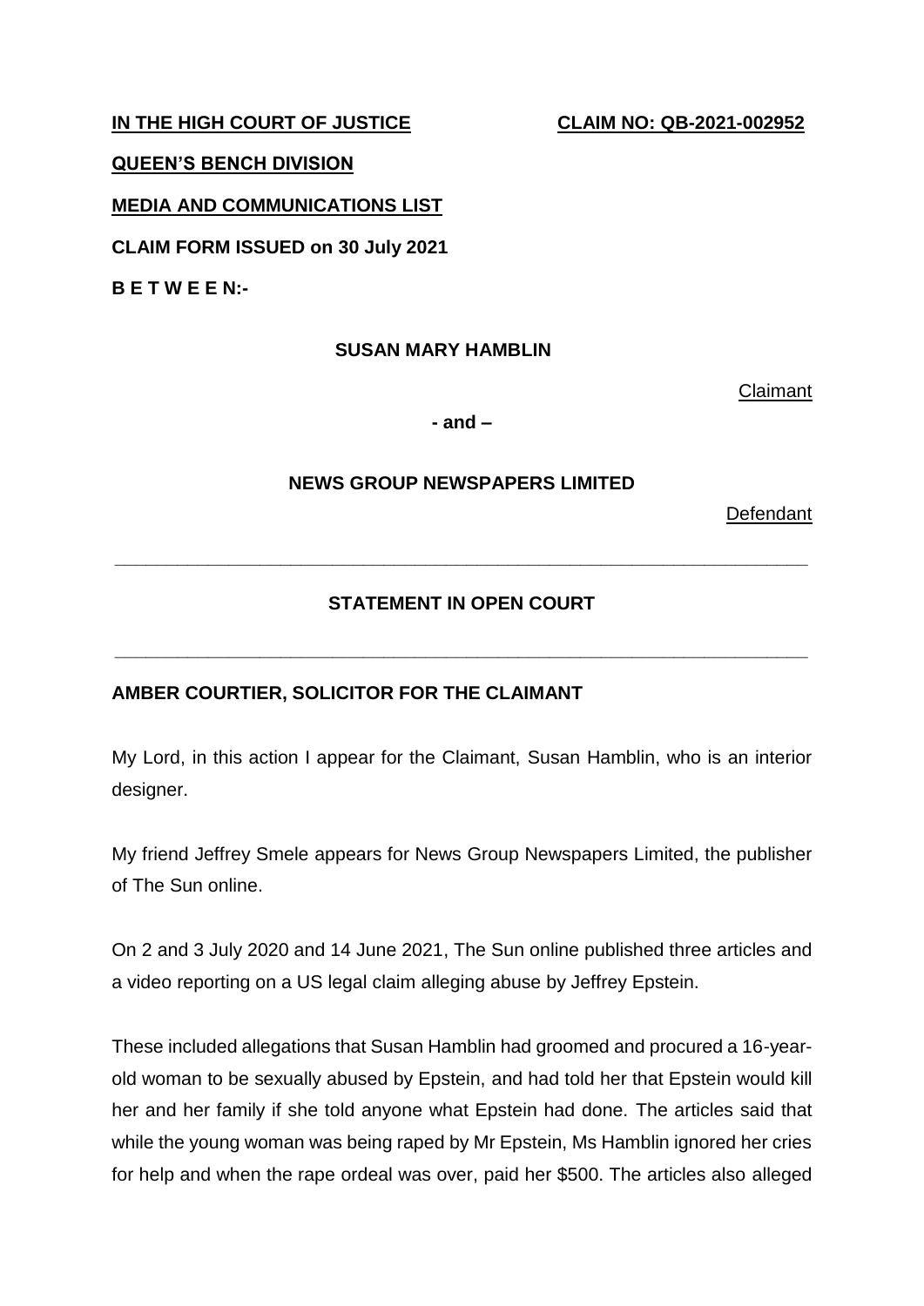**IN THE HIGH COURT OF JUSTICE** **CLAIM NO: QB-2021-002952**

**QUEEN'S BENCH DIVISION**

**MEDIA AND COMMUNICATIONS LIST**

**CLAIM FORM ISSUED on 30 July 2021**

**B E T W E E N:-**

**SUSAN MARY HAMBLIN**

Claimant

**- and –**

**NEWS GROUP NEWSPAPERS LIMITED**

Defendant

---

**STATEMENT IN OPEN COURT**

---

**AMBER COURTIER, SOLICITOR FOR THE CLAIMANT**

My Lord, in this action I appear for the Claimant, Susan Hamblin, who is an interior designer.

My friend Jeffrey Smele appears for News Group Newspapers Limited, the publisher of The Sun online.

On 2 and 3 July 2020 and 14 June 2021, The Sun online published three articles and a video reporting on a US legal claim alleging abuse by Jeffrey Epstein.

These included allegations that Susan Hamblin had groomed and procured a 16-year-old woman to be sexually abused by Epstein, and had told her that Epstein would kill her and her family if she told anyone what Epstein had done. The articles said that while the young woman was being raped by Mr Epstein, Ms Hamblin ignored her cries for help and when the rape ordeal was over, paid her $500. The articles also alleged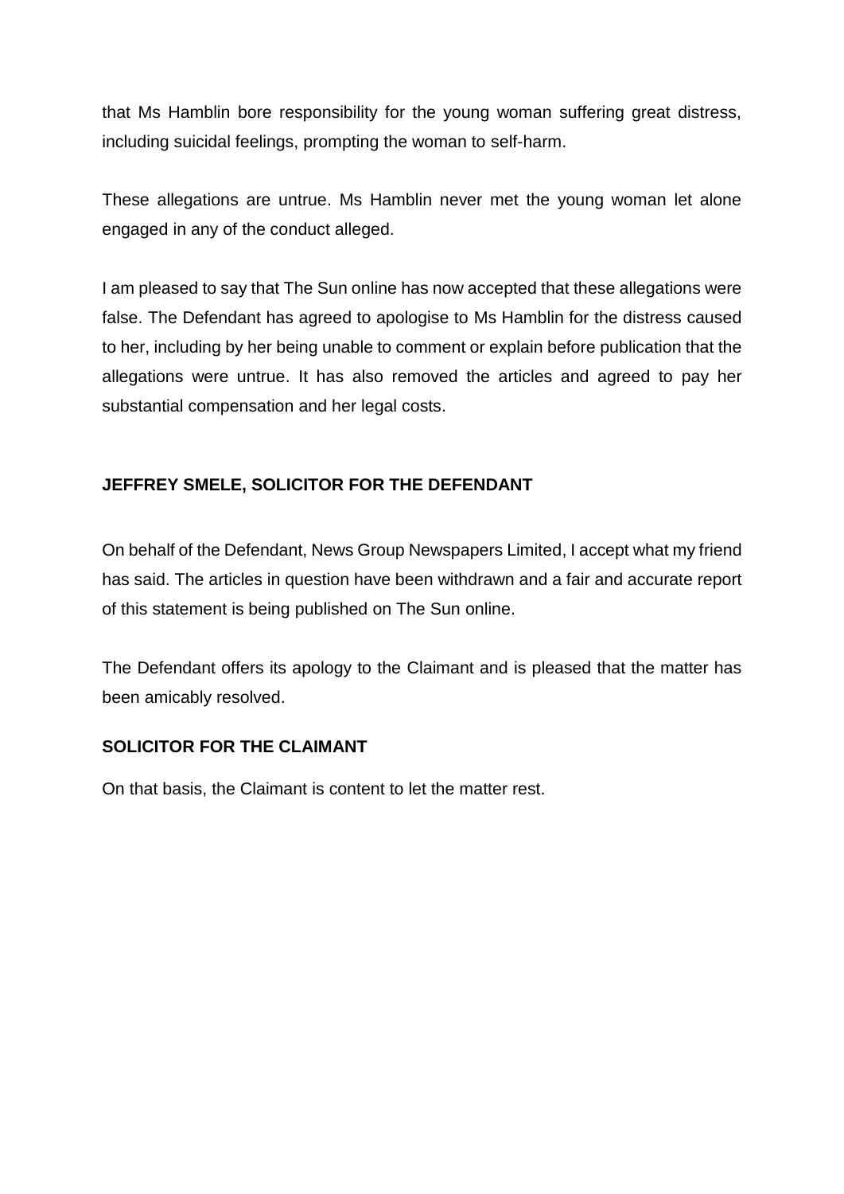that Ms Hamblin bore responsibility for the young woman suffering great distress, including suicidal feelings, prompting the woman to self-harm.

These allegations are untrue. Ms Hamblin never met the young woman let alone engaged in any of the conduct alleged.

I am pleased to say that The Sun online has now accepted that these allegations were false. The Defendant has agreed to apologise to Ms Hamblin for the distress caused to her, including by her being unable to comment or explain before publication that the allegations were untrue. It has also removed the articles and agreed to pay her substantial compensation and her legal costs.

**JEFFREY SMELE, SOLICITOR FOR THE DEFENDANT**

On behalf of the Defendant, News Group Newspapers Limited, I accept what my friend has said. The articles in question have been withdrawn and a fair and accurate report of this statement is being published on The Sun online.

The Defendant offers its apology to the Claimant and is pleased that the matter has been amicably resolved.

**SOLICITOR FOR THE CLAIMANT**

On that basis, the Claimant is content to let the matter rest.